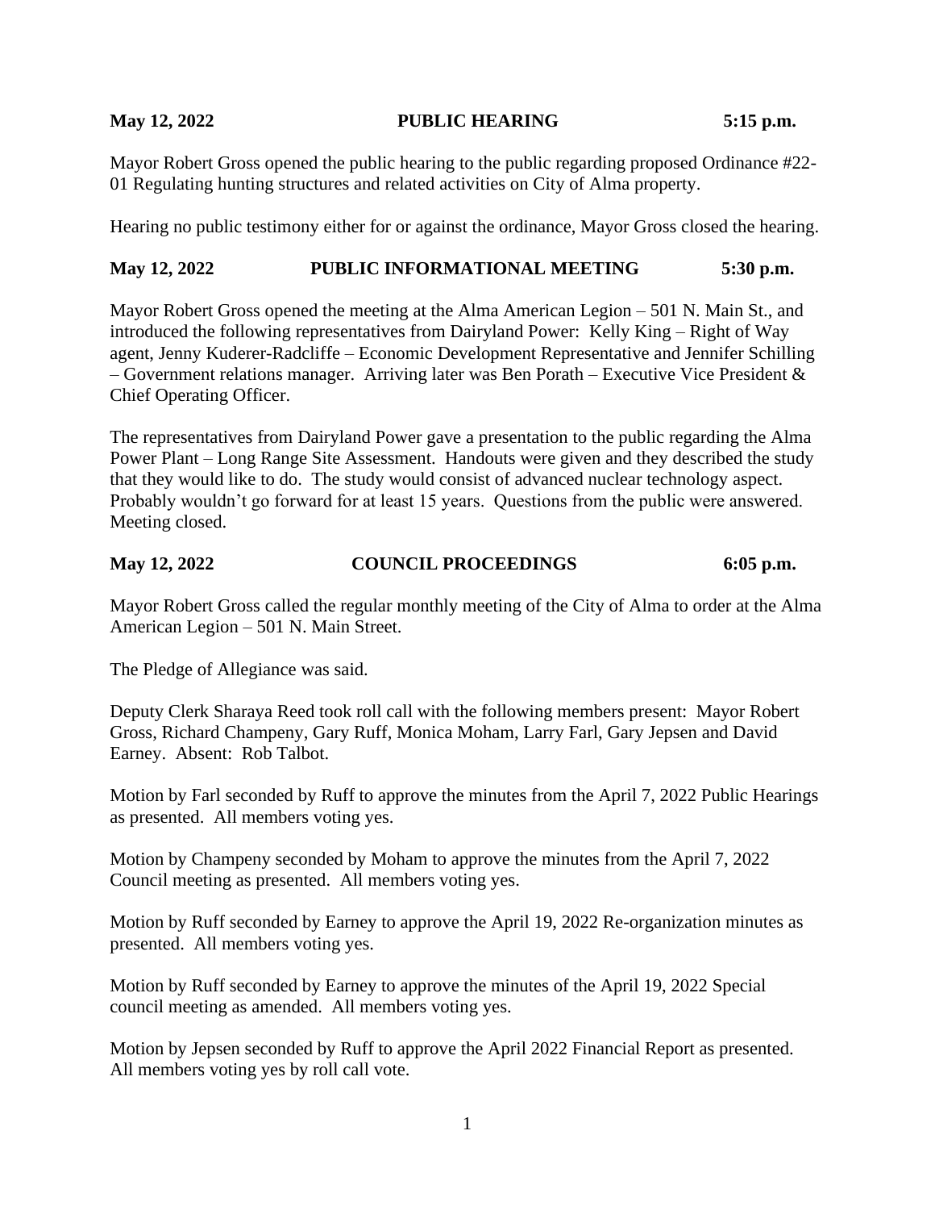**May 12, 2022 PUBLIC HEARING 5:15 p.m.**

Mayor Robert Gross opened the public hearing to the public regarding proposed Ordinance #22-01 Regulating hunting structures and related activities on City of Alma property.

Hearing no public testimony either for or against the ordinance, Mayor Gross closed the hearing.

**May 12, 2022 PUBLIC INFORMATIONAL MEETING 5:30 p.m.**

Mayor Robert Gross opened the meeting at the Alma American Legion – 501 N. Main St., and introduced the following representatives from Dairyland Power: Kelly King – Right of Way agent, Jenny Kuderer-Radcliffe – Economic Development Representative and Jennifer Schilling – Government relations manager. Arriving later was Ben Porath – Executive Vice President & Chief Operating Officer.

The representatives from Dairyland Power gave a presentation to the public regarding the Alma Power Plant – Long Range Site Assessment. Handouts were given and they described the study that they would like to do. The study would consist of advanced nuclear technology aspect. Probably wouldn't go forward for at least 15 years. Questions from the public were answered. Meeting closed.

**May 12, 2022 COUNCIL PROCEEDINGS 6:05 p.m.**

Mayor Robert Gross called the regular monthly meeting of the City of Alma to order at the Alma American Legion – 501 N. Main Street.

The Pledge of Allegiance was said.

Deputy Clerk Sharaya Reed took roll call with the following members present: Mayor Robert Gross, Richard Champeny, Gary Ruff, Monica Moham, Larry Farl, Gary Jepsen and David Earney. Absent: Rob Talbot.

Motion by Farl seconded by Ruff to approve the minutes from the April 7, 2022 Public Hearings as presented. All members voting yes.

Motion by Champeny seconded by Moham to approve the minutes from the April 7, 2022 Council meeting as presented. All members voting yes.

Motion by Ruff seconded by Earney to approve the April 19, 2022 Re-organization minutes as presented. All members voting yes.

Motion by Ruff seconded by Earney to approve the minutes of the April 19, 2022 Special council meeting as amended. All members voting yes.

Motion by Jepsen seconded by Ruff to approve the April 2022 Financial Report as presented. All members voting yes by roll call vote.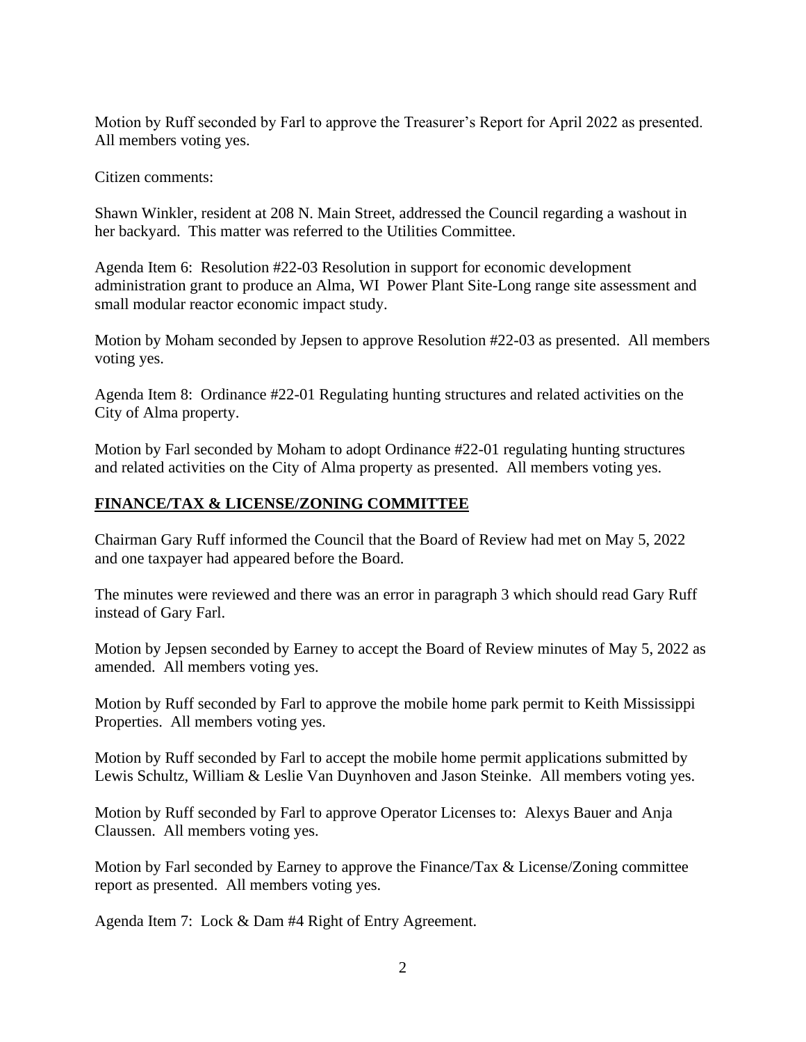Motion by Ruff seconded by Farl to approve the Treasurer's Report for April 2022 as presented. All members voting yes.

Citizen comments:

Shawn Winkler, resident at 208 N. Main Street, addressed the Council regarding a washout in her backyard. This matter was referred to the Utilities Committee.

Agenda Item 6: Resolution #22-03 Resolution in support for economic development administration grant to produce an Alma, WI Power Plant Site-Long range site assessment and small modular reactor economic impact study.

Motion by Moham seconded by Jepsen to approve Resolution #22-03 as presented. All members voting yes.

Agenda Item 8: Ordinance #22-01 Regulating hunting structures and related activities on the City of Alma property.

Motion by Farl seconded by Moham to adopt Ordinance #22-01 regulating hunting structures and related activities on the City of Alma property as presented. All members voting yes.

## **FINANCE/TAX & LICENSE/ZONING COMMITTEE**

Chairman Gary Ruff informed the Council that the Board of Review had met on May 5, 2022 and one taxpayer had appeared before the Board.

The minutes were reviewed and there was an error in paragraph 3 which should read Gary Ruff instead of Gary Farl.

Motion by Jepsen seconded by Earney to accept the Board of Review minutes of May 5, 2022 as amended. All members voting yes.

Motion by Ruff seconded by Farl to approve the mobile home park permit to Keith Mississippi Properties. All members voting yes.

Motion by Ruff seconded by Farl to accept the mobile home permit applications submitted by Lewis Schultz, William & Leslie Van Duynhoven and Jason Steinke. All members voting yes.

Motion by Ruff seconded by Farl to approve Operator Licenses to: Alexys Bauer and Anja Claussen. All members voting yes.

Motion by Farl seconded by Earney to approve the Finance/Tax & License/Zoning committee report as presented. All members voting yes.

Agenda Item 7: Lock & Dam #4 Right of Entry Agreement.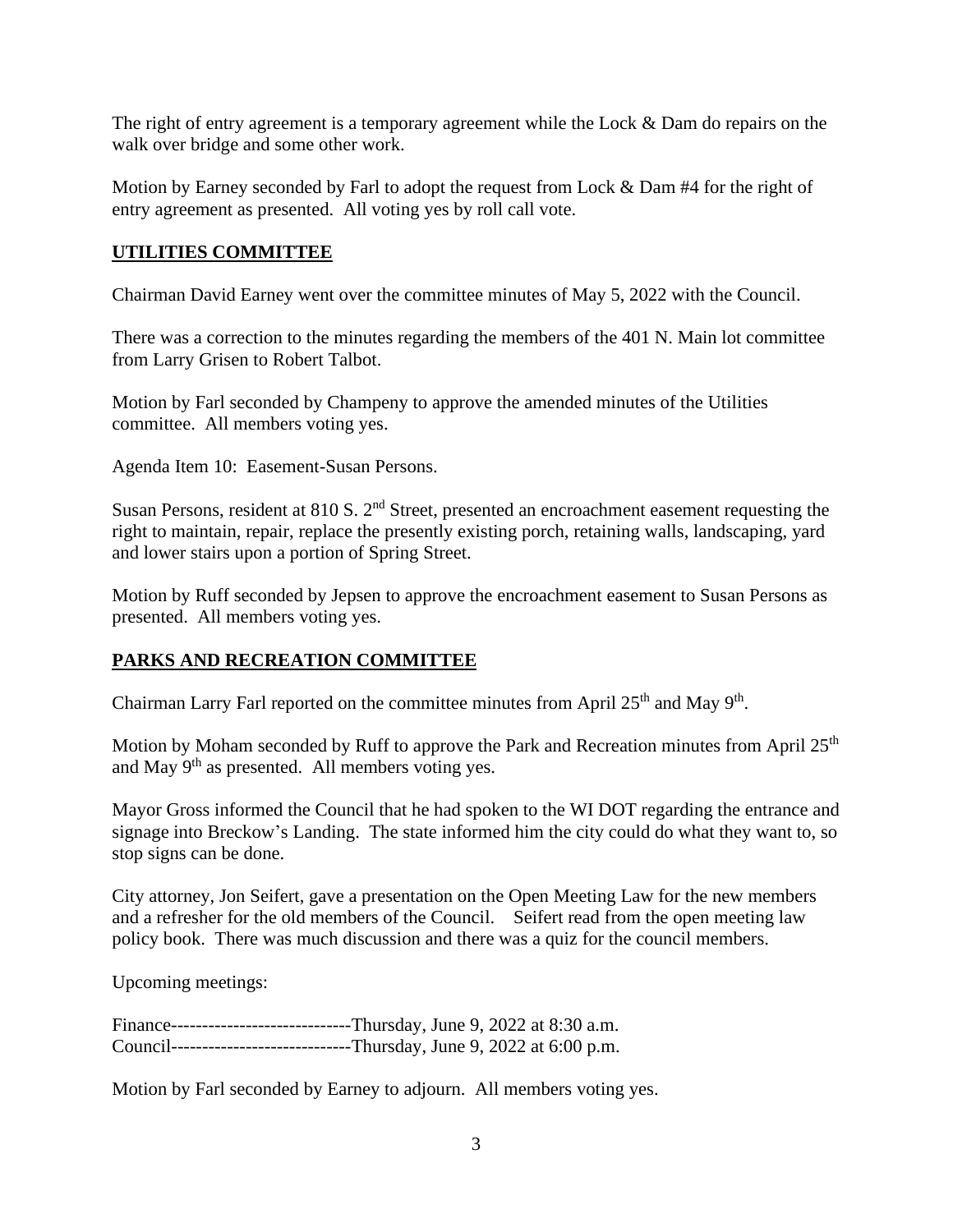The right of entry agreement is a temporary agreement while the Lock & Dam do repairs on the walk over bridge and some other work.

Motion by Earney seconded by Farl to adopt the request from Lock & Dam #4 for the right of entry agreement as presented. All voting yes by roll call vote.

**UTILITIES COMMITTEE**

Chairman David Earney went over the committee minutes of May 5, 2022 with the Council.

There was a correction to the minutes regarding the members of the 401 N. Main lot committee from Larry Grisen to Robert Talbot.

Motion by Farl seconded by Champeny to approve the amended minutes of the Utilities committee. All members voting yes.

Agenda Item 10: Easement-Susan Persons.

Susan Persons, resident at 810 S. 2nd Street, presented an encroachment easement requesting the right to maintain, repair, replace the presently existing porch, retaining walls, landscaping, yard and lower stairs upon a portion of Spring Street.

Motion by Ruff seconded by Jepsen to approve the encroachment easement to Susan Persons as presented. All members voting yes.

**PARKS AND RECREATION COMMITTEE**

Chairman Larry Farl reported on the committee minutes from April 25th and May 9th.

Motion by Moham seconded by Ruff to approve the Park and Recreation minutes from April 25th and May 9th as presented. All members voting yes.

Mayor Gross informed the Council that he had spoken to the WI DOT regarding the entrance and signage into Breckow's Landing. The state informed him the city could do what they want to, so stop signs can be done.

City attorney, Jon Seifert, gave a presentation on the Open Meeting Law for the new members and a refresher for the old members of the Council. Seifert read from the open meeting law policy book. There was much discussion and there was a quiz for the council members.

Upcoming meetings:

Finance-----------------------------Thursday, June 9, 2022 at 8:30 a.m.
Council-----------------------------Thursday, June 9, 2022 at 6:00 p.m.

Motion by Farl seconded by Earney to adjourn. All members voting yes.